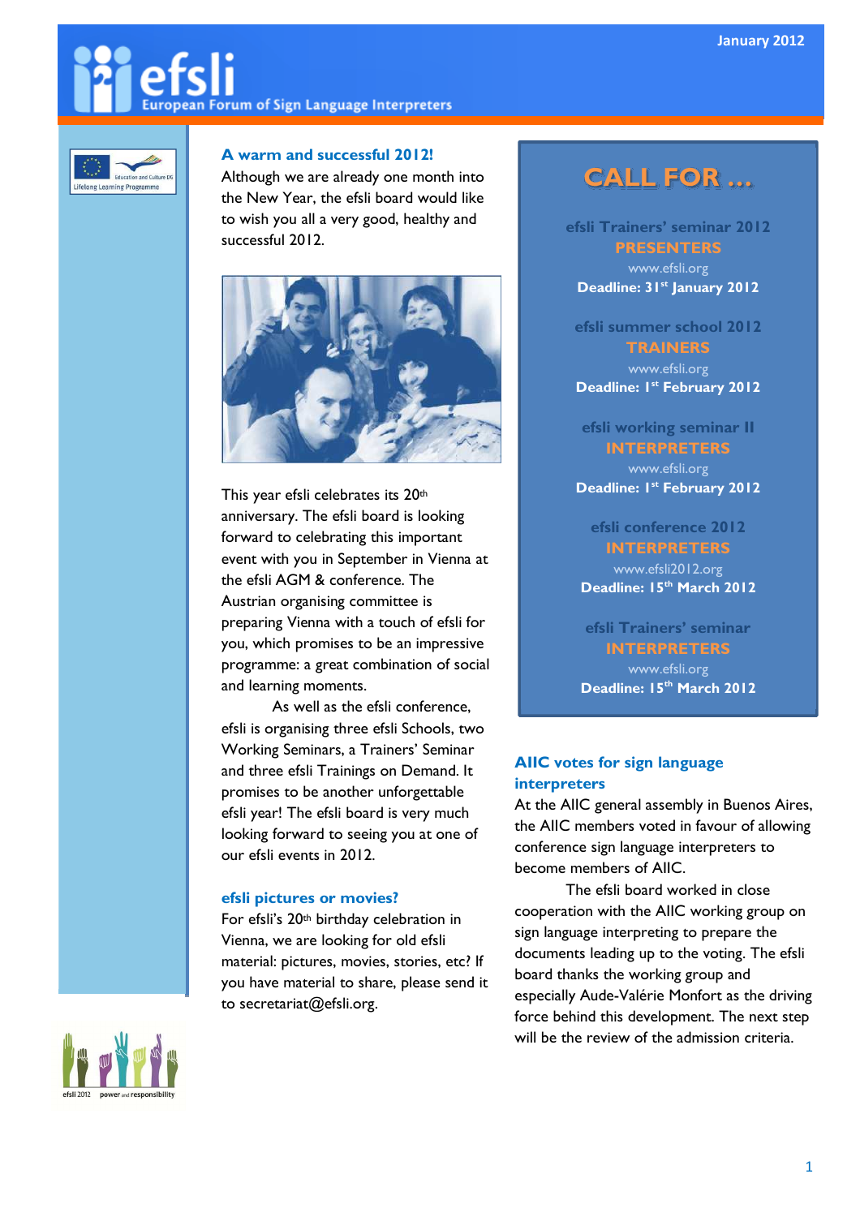# efsli

European Forum of Sign Language Interpreters

January 2012

## A warm and successful 2012!

Although we are already one month into the New Year, the efsli board would like to wish you all a very good, healthy and successful 2012.

This year efsli celebrates its 20th anniversary. The efsli board is looking forward to celebrating this important event with you in September in Vienna at the efsli AGM & conference. The Austrian organising committee is preparing Vienna with a touch of efsli for you, which promises to be an impressive programme: a great combination of social and learning moments.

As well as the efsli conference, efsli is organising three efsli Schools, two Working Seminars, a Trainers' Seminar and three efsli Trainings on Demand. It promises to be another unforgettable efsli year! The efsli board is very much looking forward to seeing you at one of our efsli events in 2012.

## efsli pictures or movies?

For efsli's 20th birthday celebration in Vienna, we are looking for old efsli material: pictures, movies, stories, etc? If you have material to share, please send it to secretariat@efsli.org.

## CALL FOR …

**efsli Trainers' seminar 2012**
**PRESENTERS**
www.efsli.org
**Deadline: 31st January 2012**

**efsli summer school 2012**
**TRAINERS**
www.efsli.org
**Deadline: 1st February 2012**

**efsli working seminar II**
**INTERPRETERS**
www.efsli.org
**Deadline: 1st February 2012**

**efsli conference 2012**
**INTERPRETERS**
www.efsli2012.org
**Deadline: 15th March 2012**

**efsli Trainers' seminar**
**INTERPRETERS**
www.efsli.org
**Deadline: 15th March 2012**

## AIIC votes for sign language interpreters

At the AIIC general assembly in Buenos Aires, the AIIC members voted in favour of allowing conference sign language interpreters to become members of AIIC.

The efsli board worked in close cooperation with the AIIC working group on sign language interpreting to prepare the documents leading up to the voting. The efsli board thanks the working group and especially Aude-Valérie Monfort as the driving force behind this development. The next step will be the review of the admission criteria.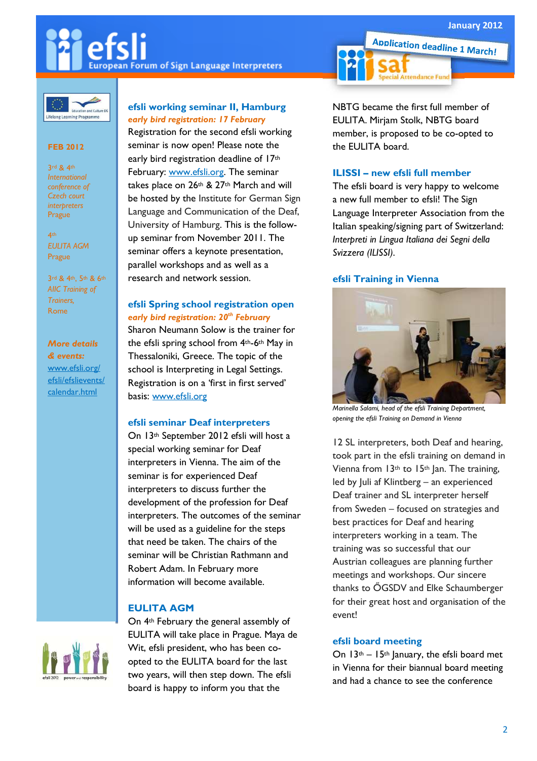# efsli
European Forum of Sign Language Interpreters

January 2012

Application deadline 1 March!

saf Special Attendance Fund

**FEB 2012**

3rd & 4th
*International conference of Czech court interpreters*
Prague

4th
*EULITA AGM*
Prague

3rd & 4th, 5th & 6th
*AIIC Training of Trainers,*
Rome

***More details & events:***
www.efsli.org/efsli/efslievents/calendar.html

## efsli working seminar II, Hamburg

***early bird registration: 17 February***

Registration for the second efsli working seminar is now open! Please note the early bird registration deadline of 17th February: www.efsli.org. The seminar takes place on 26th & 27th March and will be hosted by the Institute for German Sign Language and Communication of the Deaf, University of Hamburg. This is the follow-up seminar from November 2011. The seminar offers a keynote presentation, parallel workshops and as well as a research and network session.

## efsli Spring school registration open

***early bird registration: 20th February***

Sharon Neumann Solow is the trainer for the efsli spring school from 4th-6th May in Thessaloniki, Greece. The topic of the school is Interpreting in Legal Settings. Registration is on a 'first in first served' basis: www.efsli.org

## efsli seminar Deaf interpreters

On 13th September 2012 efsli will host a special working seminar for Deaf interpreters in Vienna. The aim of the seminar is for experienced Deaf interpreters to discuss further the development of the profession for Deaf interpreters. The outcomes of the seminar will be used as a guideline for the steps that need be taken. The chairs of the seminar will be Christian Rathmann and Robert Adam. In February more information will become available.

## EULITA AGM

On 4th February the general assembly of EULITA will take place in Prague. Maya de Wit, efsli president, who has been co-opted to the EULITA board for the last two years, will then step down. The efsli board is happy to inform you that the NBTG became the first full member of EULITA. Mirjam Stolk, NBTG board member, is proposed to be co-opted to the EULITA board.

## ILISSI – new efsli full member

The efsli board is very happy to welcome a new full member to efsli! The Sign Language Interpreter Association from the Italian speaking/signing part of Switzerland: *Interpreti in Lingua Italiana dei Segni della Svizzera (ILISSI)*.

## efsli Training in Vienna

*Marinella Salami, head of the efsli Training Department, opening the efsli Training on Demand in Vienna*

12 SL interpreters, both Deaf and hearing, took part in the efsli training on demand in Vienna from 13th to 15th Jan. The training, led by Juli af Klintberg – an experienced Deaf trainer and SL interpreter herself from Sweden – focused on strategies and best practices for Deaf and hearing interpreters working in a team. The training was so successful that our Austrian colleagues are planning further meetings and workshops. Our sincere thanks to ŐGSDV and Elke Schaumberger for their great host and organisation of the event!

## efsli board meeting

On 13th – 15th January, the efsli board met in Vienna for their biannual board meeting and had a chance to see the conference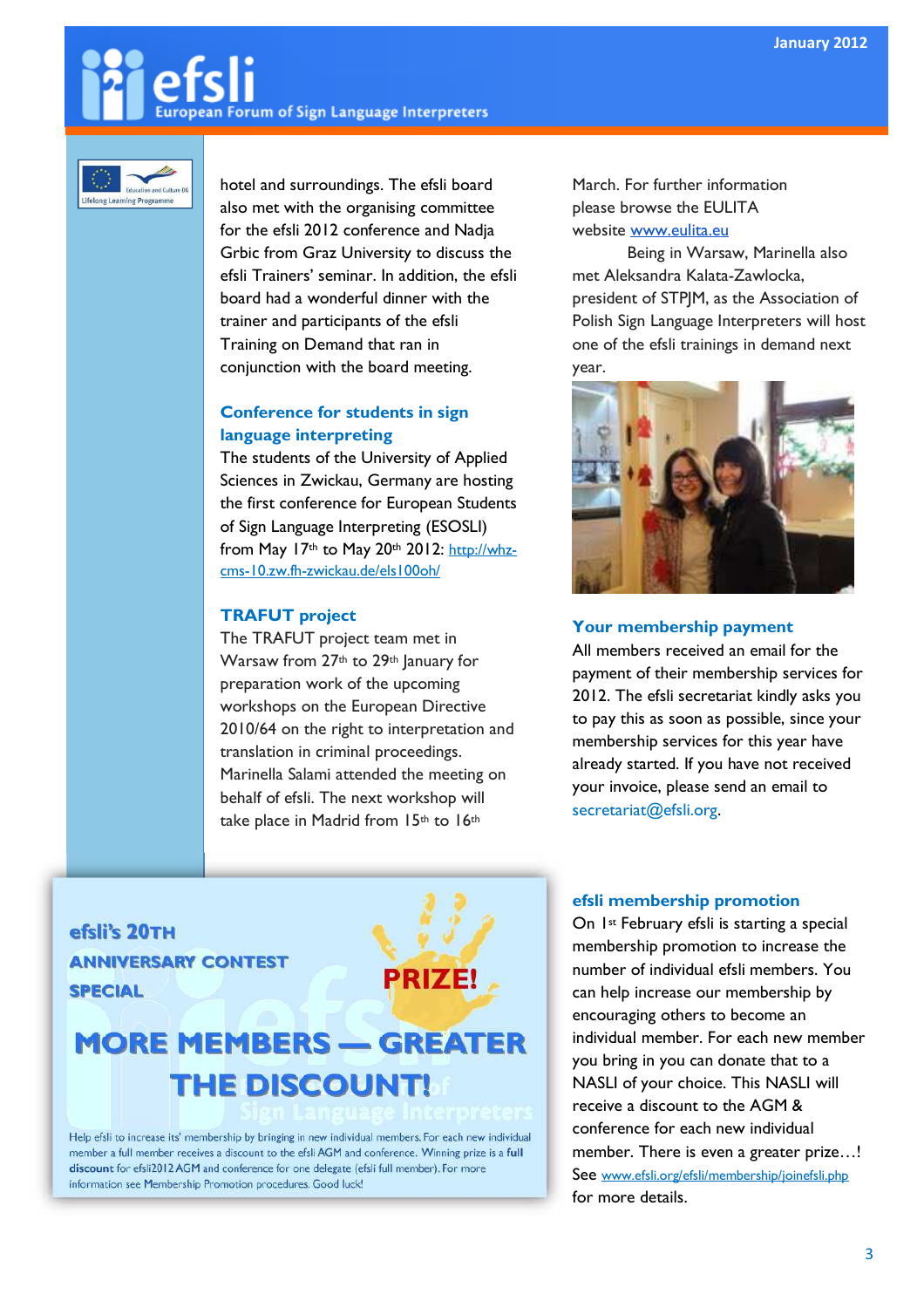hotel and surroundings. The efsli board also met with the organising committee for the efsli 2012 conference and Nadja Grbic from Graz University to discuss the efsli Trainers' seminar. In addition, the efsli board had a wonderful dinner with the trainer and participants of the efsli Training on Demand that ran in conjunction with the board meeting.

### Conference for students in sign language interpreting

The students of the University of Applied Sciences in Zwickau, Germany are hosting the first conference for European Students of Sign Language Interpreting (ESOSLI) from May 17th to May 20th 2012: http://whz-cms-10.zw.fh-zwickau.de/els100oh/

### TRAFUT project

The TRAFUT project team met in Warsaw from 27th to 29th January for preparation work of the upcoming workshops on the European Directive 2010/64 on the right to interpretation and translation in criminal proceedings. Marinella Salami attended the meeting on behalf of efsli. The next workshop will take place in Madrid from 15th to 16th March. For further information please browse the EULITA website www.eulita.eu

Being in Warsaw, Marinella also met Aleksandra Kalata-Zawlocka, president of STPJM, as the Association of Polish Sign Language Interpreters will host one of the efsli trainings in demand next year.

### Your membership payment

All members received an email for the payment of their membership services for 2012. The efsli secretariat kindly asks you to pay this as soon as possible, since your membership services for this year have already started. If you have not received your invoice, please send an email to secretariat@efsli.org.

### efsli's 20TH ANNIVERSARY CONTEST SPECIAL

**PRIZE!**

## MORE MEMBERS — GREATER THE DISCOUNT!

Help efsli to increase its' membership by bringing in new individual members. For each new individual member a full member receives a discount to the efsli AGM and conference. Winning prize is a **full discount** for efsli2012 AGM and conference for one delegate (efsli full member). For more information see Membership Promotion procedures. Good luck!

### efsli membership promotion

On 1st February efsli is starting a special membership promotion to increase the number of individual efsli members. You can help increase our membership by encouraging others to become an individual member. For each new member you bring in you can donate that to a NASLI of your choice. This NASLI will receive a discount to the AGM & conference for each new individual member. There is even a greater prize…! See www.efsli.org/efsli/membership/joinefsli.php for more details.